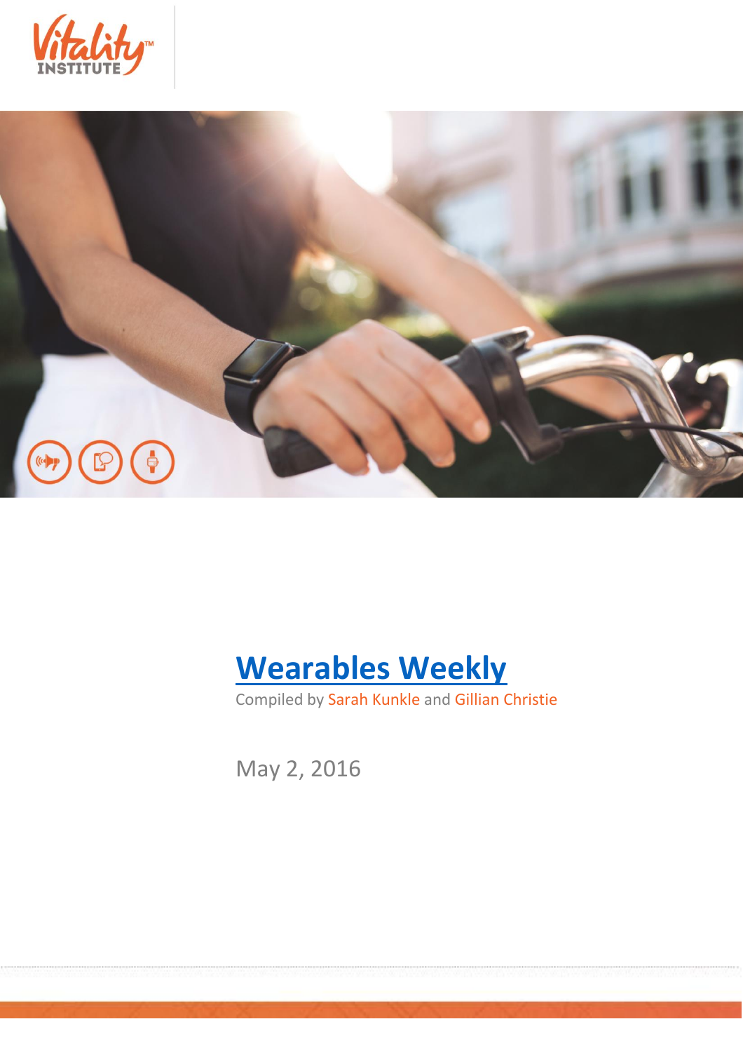# Wearables Weekly

Compiled by Sarah Kunkle and Gillian Christie

May 2, 2016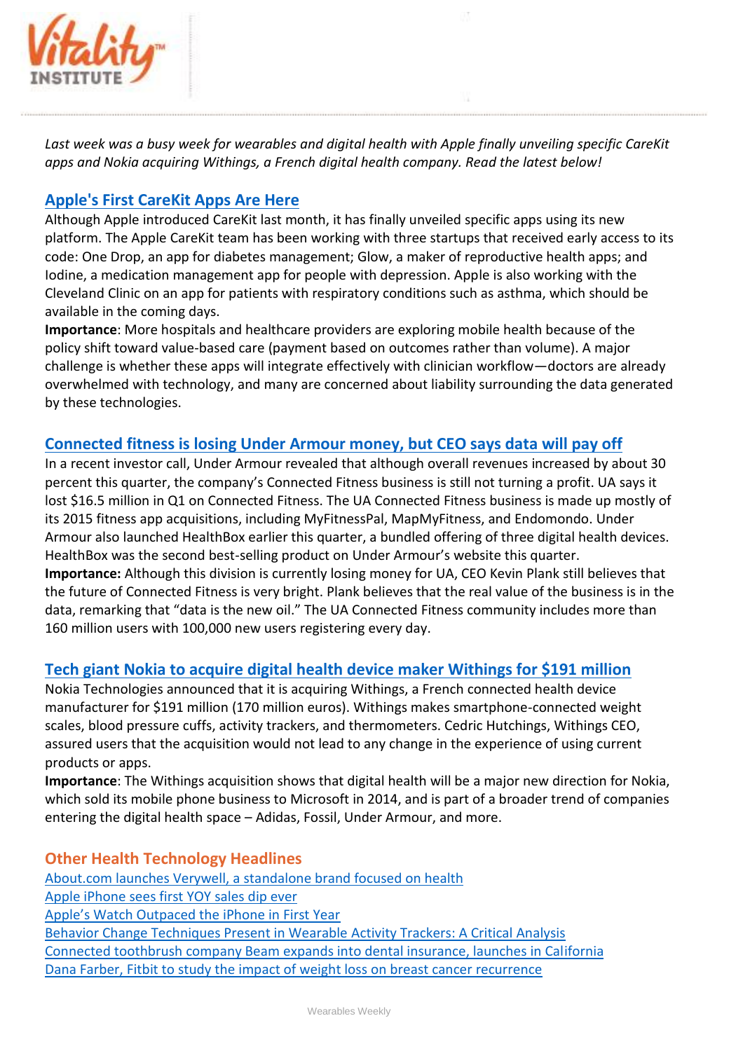*Last week was a busy week for wearables and digital health with Apple finally unveiling specific CareKit apps and Nokia acquiring Withings, a French digital health company. Read the latest below!*

## Apple's First CareKit Apps Are Here

Although Apple introduced CareKit last month, it has finally unveiled specific apps using its new platform. The Apple CareKit team has been working with three startups that received early access to its code: One Drop, an app for diabetes management; Glow, a maker of reproductive health apps; and Iodine, a medication management app for people with depression. Apple is also working with the Cleveland Clinic on an app for patients with respiratory conditions such as asthma, which should be available in the coming days.

**Importance**: More hospitals and healthcare providers are exploring mobile health because of the policy shift toward value-based care (payment based on outcomes rather than volume). A major challenge is whether these apps will integrate effectively with clinician workflow—doctors are already overwhelmed with technology, and many are concerned about liability surrounding the data generated by these technologies.

## Connected fitness is losing Under Armour money, but CEO says data will pay off

In a recent investor call, Under Armour revealed that although overall revenues increased by about 30 percent this quarter, the company's Connected Fitness business is still not turning a profit. UA says it lost $16.5 million in Q1 on Connected Fitness. The UA Connected Fitness business is made up mostly of its 2015 fitness app acquisitions, including MyFitnessPal, MapMyFitness, and Endomondo. Under Armour also launched HealthBox earlier this quarter, a bundled offering of three digital health devices. HealthBox was the second best-selling product on Under Armour's website this quarter.

**Importance:** Although this division is currently losing money for UA, CEO Kevin Plank still believes that the future of Connected Fitness is very bright. Plank believes that the real value of the business is in the data, remarking that "data is the new oil." The UA Connected Fitness community includes more than 160 million users with 100,000 new users registering every day.

## Tech giant Nokia to acquire digital health device maker Withings for $191 million

Nokia Technologies announced that it is acquiring Withings, a French connected health device manufacturer for $191 million (170 million euros). Withings makes smartphone-connected weight scales, blood pressure cuffs, activity trackers, and thermometers. Cedric Hutchings, Withings CEO, assured users that the acquisition would not lead to any change in the experience of using current products or apps.

**Importance**: The Withings acquisition shows that digital health will be a major new direction for Nokia, which sold its mobile phone business to Microsoft in 2014, and is part of a broader trend of companies entering the digital health space – Adidas, Fossil, Under Armour, and more.

## Other Health Technology Headlines

About.com launches Verywell, a standalone brand focused on health
Apple iPhone sees first YOY sales dip ever
Apple's Watch Outpaced the iPhone in First Year
Behavior Change Techniques Present in Wearable Activity Trackers: A Critical Analysis
Connected toothbrush company Beam expands into dental insurance, launches in California
Dana Farber, Fitbit to study the impact of weight loss on breast cancer recurrence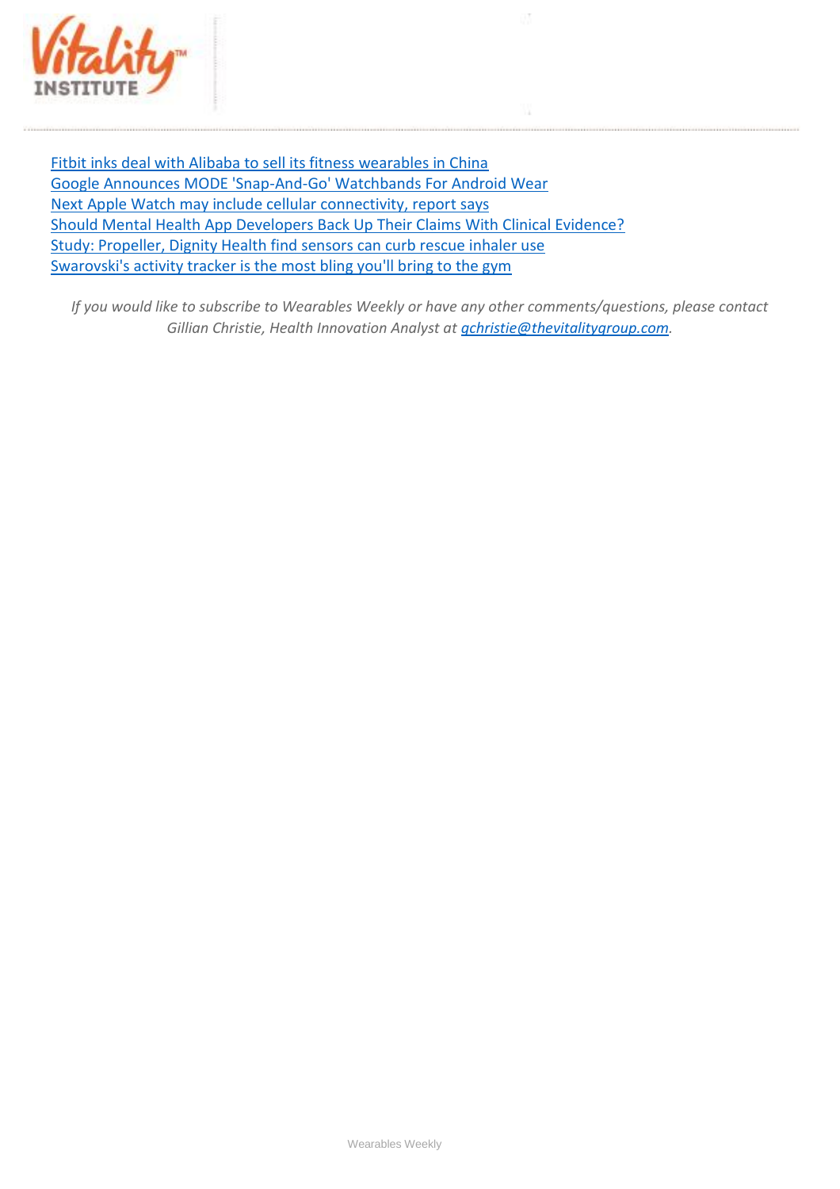Fitbit inks deal with Alibaba to sell its fitness wearables in China
Google Announces MODE 'Snap-And-Go' Watchbands For Android Wear
Next Apple Watch may include cellular connectivity, report says
Should Mental Health App Developers Back Up Their Claims With Clinical Evidence?
Study: Propeller, Dignity Health find sensors can curb rescue inhaler use
Swarovski's activity tracker is the most bling you'll bring to the gym

*If you would like to subscribe to Wearables Weekly or have any other comments/questions, please contact Gillian Christie, Health Innovation Analyst at gchristie@thevitalitygroup.com.*